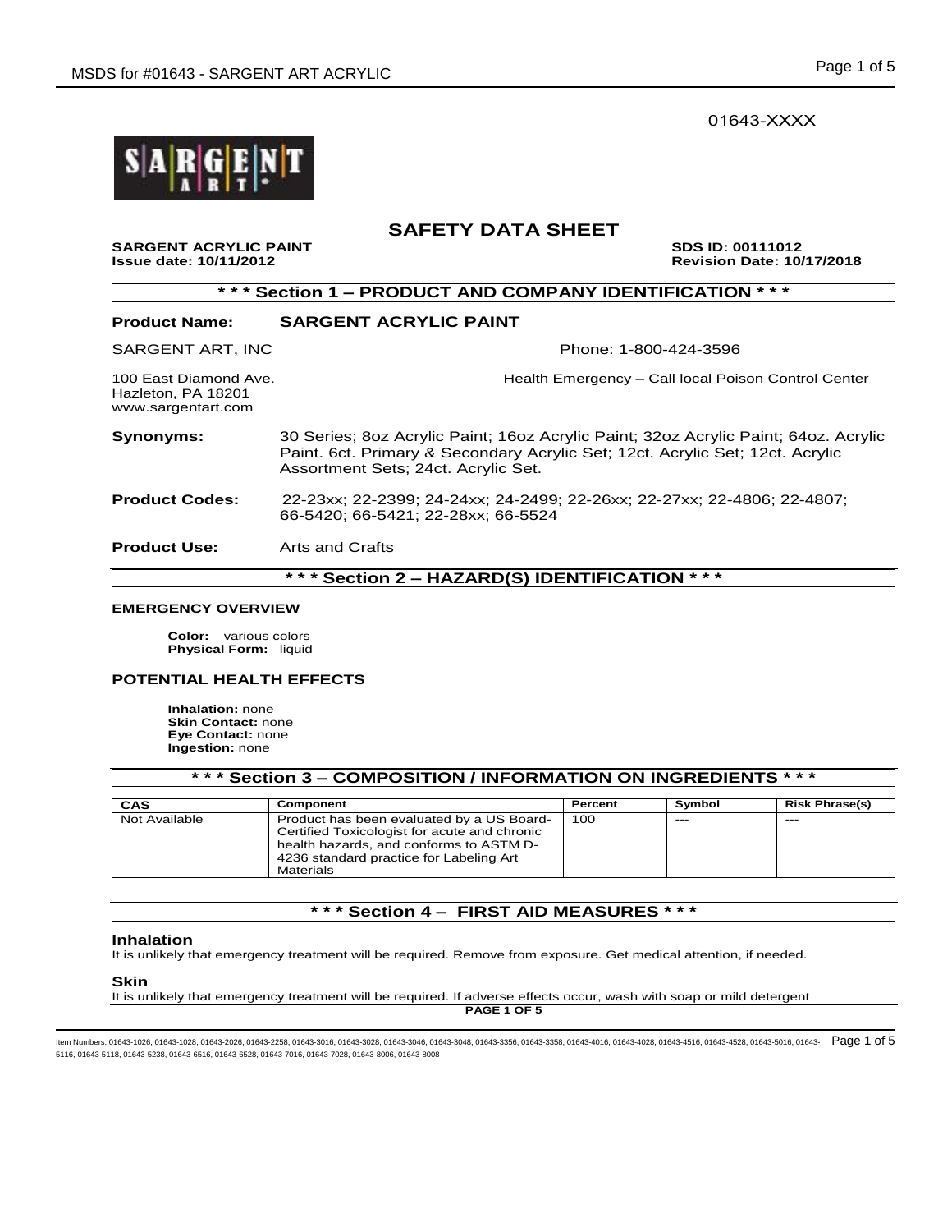01643-XXXX

# SAFETY DATA SHEET

**SARGENT ACRYLIC PAINT** **SDS ID: 00111012**
**Issue date: 10/11/2012** **Revision Date: 10/17/2018**

## * * * Section 1 – PRODUCT AND COMPANY IDENTIFICATION * * *

**Product Name:** **SARGENT ACRYLIC PAINT**

SARGENT ART, INC
100 East Diamond Ave.
Hazleton, PA 18201
www.sargentart.com

Phone: 1-800-424-3596
Health Emergency – Call local Poison Control Center

**Synonyms:** 30 Series; 8oz Acrylic Paint; 16oz Acrylic Paint; 32oz Acrylic Paint; 64oz. Acrylic Paint. 6ct. Primary & Secondary Acrylic Set; 12ct. Acrylic Set; 12ct. Acrylic Assortment Sets; 24ct. Acrylic Set.

**Product Codes:** 22-23xx; 22-2399; 24-24xx; 24-2499; 22-26xx; 22-27xx; 22-4806; 22-4807; 66-5420; 66-5421; 22-28xx; 66-5524

**Product Use:** Arts and Crafts

## * * * Section 2 – HAZARD(S) IDENTIFICATION * * *

### EMERGENCY OVERVIEW

**Color:** various colors
**Physical Form:** liquid

### POTENTIAL HEALTH EFFECTS

**Inhalation:** none
**Skin Contact:** none
**Eye Contact:** none
**Ingestion:** none

## * * * Section 3 – COMPOSITION / INFORMATION ON INGREDIENTS * * *

| CAS | Component | Percent | Symbol | Risk Phrase(s) |
|---|---|---|---|---|
| Not Available | Product has been evaluated by a US Board-Certified Toxicologist for acute and chronic health hazards, and conforms to ASTM D-4236 standard practice for Labeling Art Materials | 100 | --- | --- |

## * * * Section 4 – FIRST AID MEASURES * * *

### Inhalation

It is unlikely that emergency treatment will be required. Remove from exposure. Get medical attention, if needed.

### Skin

It is unlikely that emergency treatment will be required. If adverse effects occur, wash with soap or mild detergent

Item Numbers: 01643-1026, 01643-1028, 01643-2026, 01643-2258, 01643-3016, 01643-3028, 01643-3046, 01643-3048, 01643-3356, 01643-3358, 01643-4016, 01643-4028, 01643-4516, 01643-4528, 01643-5016, 01643-5116, 01643-5118, 01643-5238, 01643-6516, 01643-6528, 01643-7016, 01643-7028, 01643-8006, 01643-8008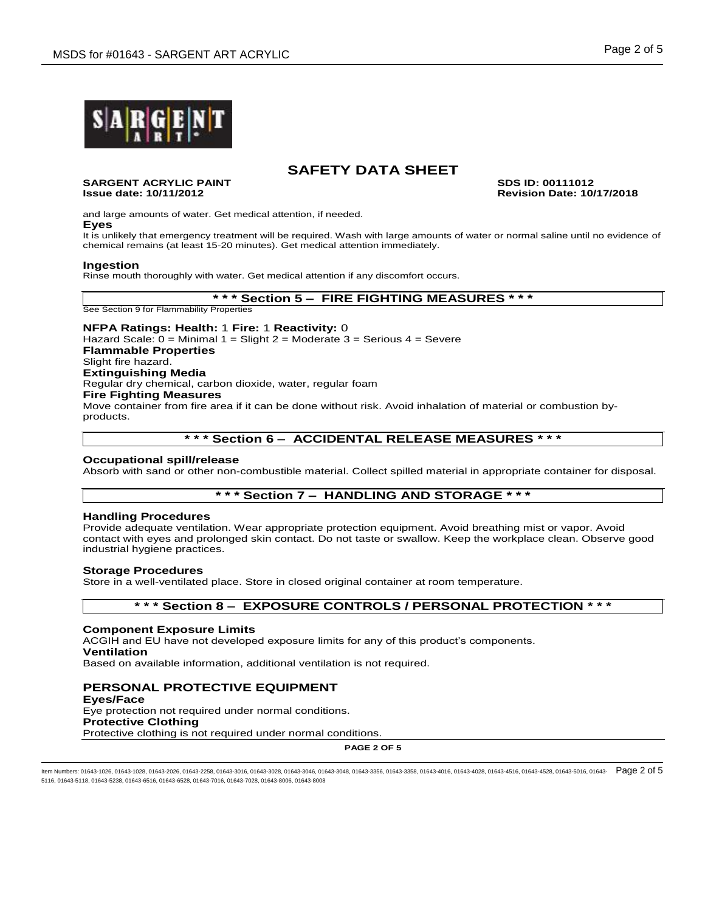# SAFETY DATA SHEET

**SARGENT ACRYLIC PAINT** **SDS ID: 00111012**
**Issue date: 10/11/2012** **Revision Date: 10/17/2018**

and large amounts of water. Get medical attention, if needed.

**Eyes**

It is unlikely that emergency treatment will be required. Wash with large amounts of water or normal saline until no evidence of chemical remains (at least 15-20 minutes). Get medical attention immediately.

**Ingestion**

Rinse mouth thoroughly with water. Get medical attention if any discomfort occurs.

## * * * Section 5 – FIRE FIGHTING MEASURES * * *

See Section 9 for Flammability Properties

**NFPA Ratings: Health:** 1 **Fire:** 1 **Reactivity:** 0

Hazard Scale: 0 = Minimal 1 = Slight 2 = Moderate 3 = Serious 4 = Severe

**Flammable Properties**

Slight fire hazard.

**Extinguishing Media**

Regular dry chemical, carbon dioxide, water, regular foam

**Fire Fighting Measures**

Move container from fire area if it can be done without risk. Avoid inhalation of material or combustion by-products.

## * * * Section 6 – ACCIDENTAL RELEASE MEASURES * * *

**Occupational spill/release**

Absorb with sand or other non-combustible material. Collect spilled material in appropriate container for disposal.

## * * * Section 7 – HANDLING AND STORAGE * * *

**Handling Procedures**

Provide adequate ventilation. Wear appropriate protection equipment. Avoid breathing mist or vapor. Avoid contact with eyes and prolonged skin contact. Do not taste or swallow. Keep the workplace clean. Observe good industrial hygiene practices.

**Storage Procedures**

Store in a well-ventilated place. Store in closed original container at room temperature.

## * * * Section 8 – EXPOSURE CONTROLS / PERSONAL PROTECTION * * *

**Component Exposure Limits**

ACGIH and EU have not developed exposure limits for any of this product's components.

**Ventilation**

Based on available information, additional ventilation is not required.

### PERSONAL PROTECTIVE EQUIPMENT

**Eyes/Face**

Eye protection not required under normal conditions.

**Protective Clothing**

Protective clothing is not required under normal conditions.

Item Numbers: 01643-1026, 01643-1028, 01643-2026, 01643-2258, 01643-3016, 01643-3028, 01643-3046, 01643-3048, 01643-3356, 01643-3358, 01643-4016, 01643-4028, 01643-4516, 01643-4528, 01643-5016, 01643-5116, 01643-5118, 01643-5238, 01643-6516, 01643-6528, 01643-7016, 01643-7028, 01643-8006, 01643-8008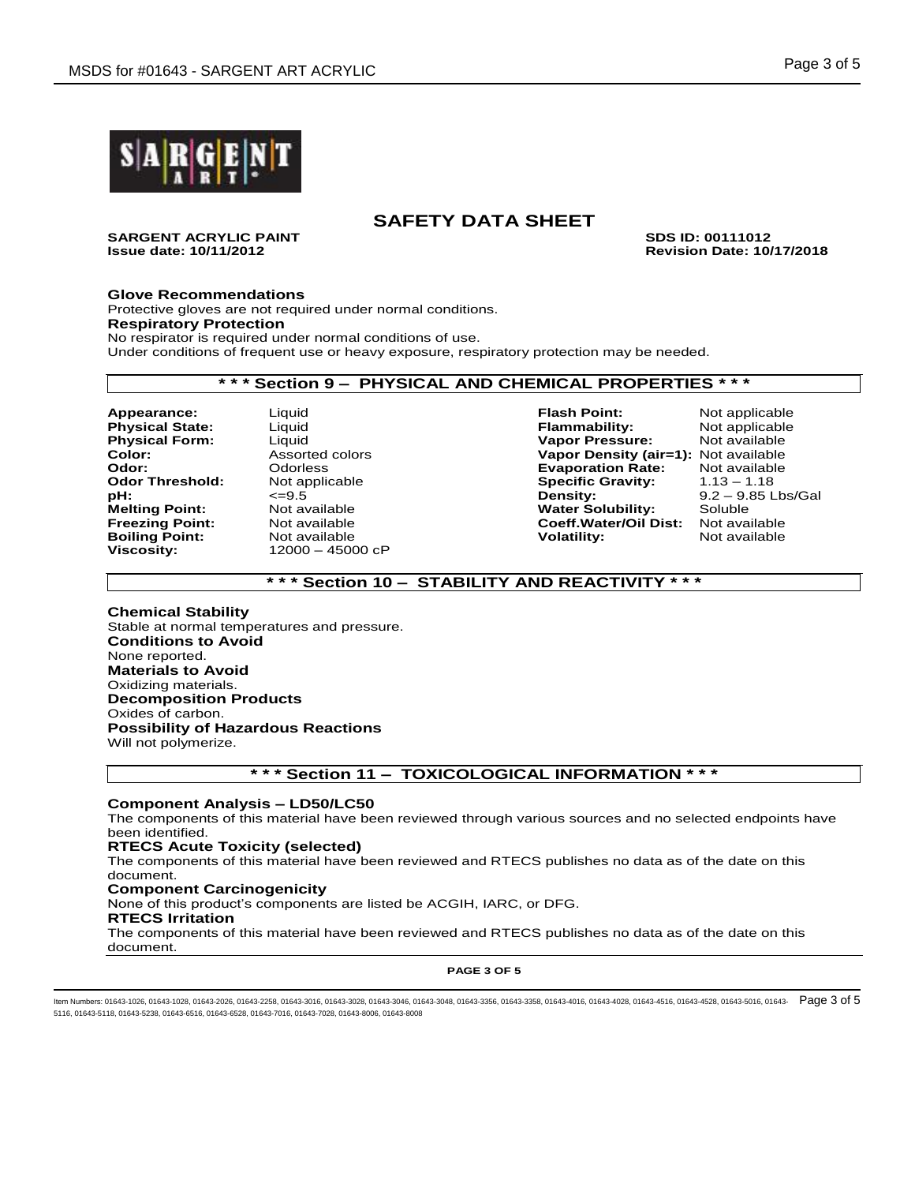# SAFETY DATA SHEET

**SARGENT ACRYLIC PAINT**
**Issue date: 10/11/2012**

**SDS ID: 00111012**
**Revision Date: 10/17/2018**

**Glove Recommendations**
Protective gloves are not required under normal conditions.
**Respiratory Protection**
No respirator is required under normal conditions of use.
Under conditions of frequent use or heavy exposure, respiratory protection may be needed.

## * * * Section 9 – PHYSICAL AND CHEMICAL PROPERTIES * * *

| | | | |
|---|---|---|---|
| **Appearance:** | Liquid | **Flash Point:** | Not applicable |
| **Physical State:** | Liquid | **Flammability:** | Not applicable |
| **Physical Form:** | Liquid | **Vapor Pressure:** | Not available |
| **Color:** | Assorted colors | **Vapor Density (air=1):** | Not available |
| **Odor:** | Odorless | **Evaporation Rate:** | Not available |
| **Odor Threshold:** | Not applicable | **Specific Gravity:** | 1.13 – 1.18 |
| **pH:** | <=9.5 | **Density:** | 9.2 – 9.85 Lbs/Gal |
| **Melting Point:** | Not available | **Water Solubility:** | Soluble |
| **Freezing Point:** | Not available | **Coeff.Water/Oil Dist:** | Not available |
| **Boiling Point:** | Not available | **Volatility:** | Not available |
| **Viscosity:** | 12000 – 45000 cP | | |

## * * * Section 10 – STABILITY AND REACTIVITY * * *

**Chemical Stability**
Stable at normal temperatures and pressure.
**Conditions to Avoid**
None reported.
**Materials to Avoid**
Oxidizing materials.
**Decomposition Products**
Oxides of carbon.
**Possibility of Hazardous Reactions**
Will not polymerize.

## * * * Section 11 – TOXICOLOGICAL INFORMATION * * *

**Component Analysis – LD50/LC50**
The components of this material have been reviewed through various sources and no selected endpoints have been identified.
**RTECS Acute Toxicity (selected)**
The components of this material have been reviewed and RTECS publishes no data as of the date on this document.
**Component Carcinogenicity**
None of this product's components are listed be ACGIH, IARC, or DFG.
**RTECS Irritation**
The components of this material have been reviewed and RTECS publishes no data as of the date on this document.

Item Numbers: 01643-1026, 01643-1028, 01643-2026, 01643-2258, 01643-3016, 01643-3028, 01643-3046, 01643-3048, 01643-3356, 01643-3358, 01643-4016, 01643-4028, 01643-4516, 01643-4528, 01643-5016, 01643-5116, 01643-5118, 01643-5238, 01643-6516, 01643-6528, 01643-7016, 01643-7028, 01643-8006, 01643-8008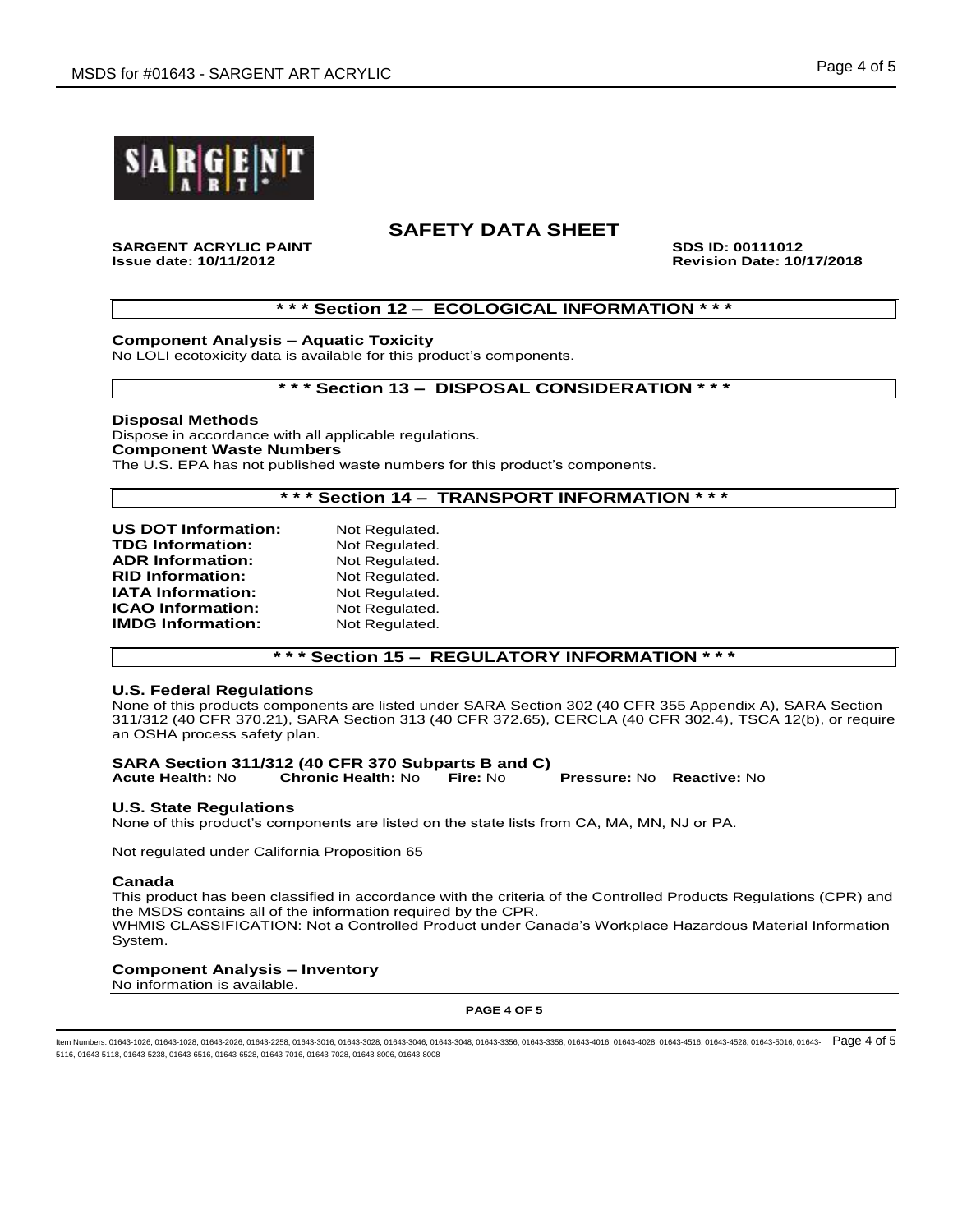# SAFETY DATA SHEET

**SARGENT ACRYLIC PAINT** **SDS ID: 00111012**
**Issue date: 10/11/2012** **Revision Date: 10/17/2018**

## * * * Section 12 – ECOLOGICAL INFORMATION * * *

**Component Analysis – Aquatic Toxicity**
No LOLI ecotoxicity data is available for this product's components.

## * * * Section 13 – DISPOSAL CONSIDERATION * * *

**Disposal Methods**
Dispose in accordance with all applicable regulations.
**Component Waste Numbers**
The U.S. EPA has not published waste numbers for this product's components.

## * * * Section 14 – TRANSPORT INFORMATION * * *

**US DOT Information:** Not Regulated.
**TDG Information:** Not Regulated.
**ADR Information:** Not Regulated.
**RID Information:** Not Regulated.
**IATA Information:** Not Regulated.
**ICAO Information:** Not Regulated.
**IMDG Information:** Not Regulated.

## * * * Section 15 – REGULATORY INFORMATION * * *

**U.S. Federal Regulations**
None of this products components are listed under SARA Section 302 (40 CFR 355 Appendix A), SARA Section 311/312 (40 CFR 370.21), SARA Section 313 (40 CFR 372.65), CERCLA (40 CFR 302.4), TSCA 12(b), or require an OSHA process safety plan.

**SARA Section 311/312 (40 CFR 370 Subparts B and C)**
**Acute Health:** No **Chronic Health:** No **Fire:** No **Pressure:** No **Reactive:** No

**U.S. State Regulations**
None of this product's components are listed on the state lists from CA, MA, MN, NJ or PA.

Not regulated under California Proposition 65

**Canada**
This product has been classified in accordance with the criteria of the Controlled Products Regulations (CPR) and the MSDS contains all of the information required by the CPR.
WHMIS CLASSIFICATION: Not a Controlled Product under Canada's Workplace Hazardous Material Information System.

**Component Analysis – Inventory**
No information is available.

Item Numbers: 01643-1026, 01643-1028, 01643-2026, 01643-2258, 01643-3016, 01643-3028, 01643-3046, 01643-3048, 01643-3356, 01643-3358, 01643-4016, 01643-4028, 01643-4516, 01643-4528, 01643-5016, 01643-5116, 01643-5118, 01643-5238, 01643-6516, 01643-6528, 01643-7016, 01643-7028, 01643-8006, 01643-8008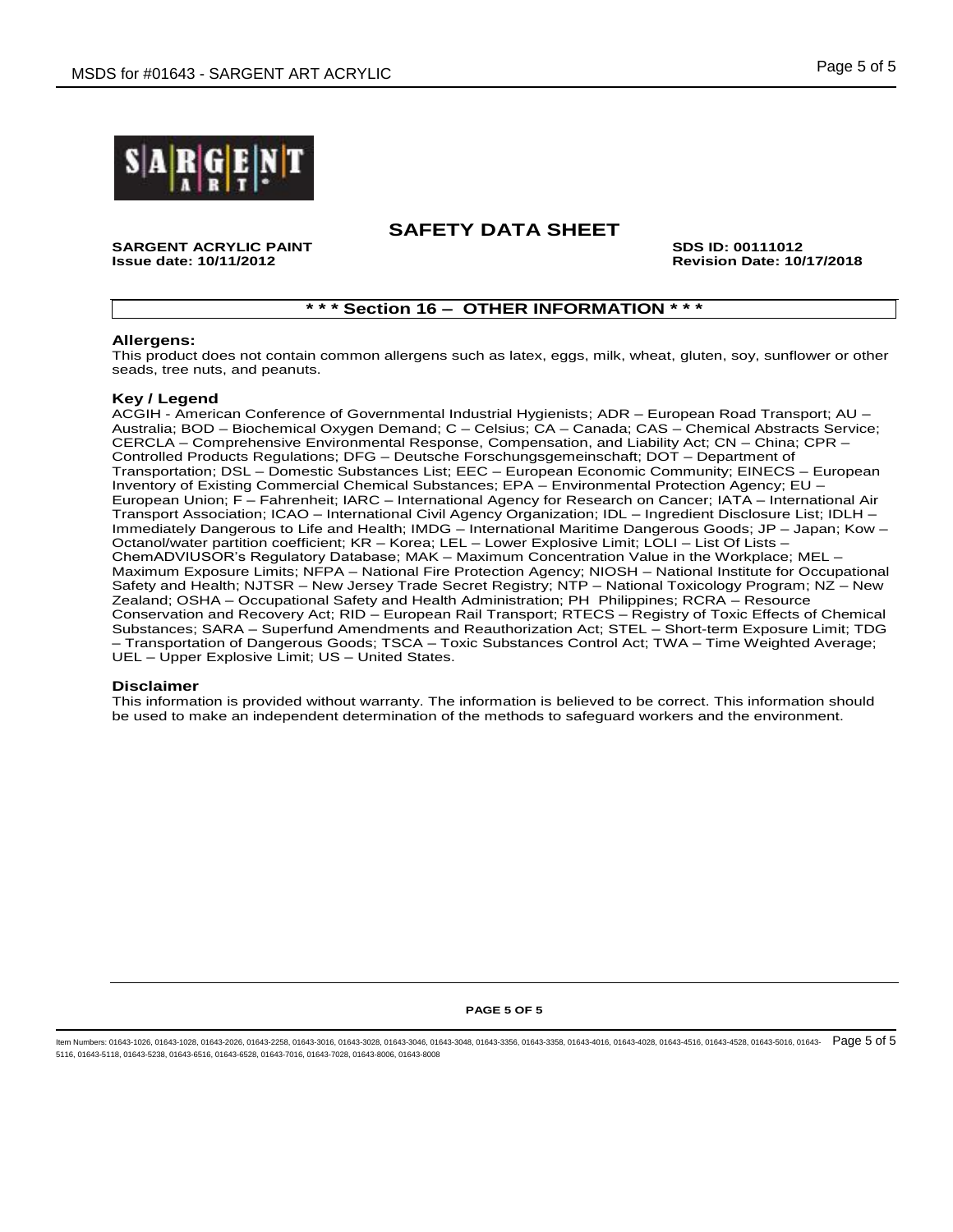SARGENT ART

# SAFETY DATA SHEET

**SARGENT ACRYLIC PAINT** **SDS ID: 00111012**
**Issue date: 10/11/2012** **Revision Date: 10/17/2018**

## * * * Section 16 – OTHER INFORMATION * * *

### Allergens:

This product does not contain common allergens such as latex, eggs, milk, wheat, gluten, soy, sunflower or other seads, tree nuts, and peanuts.

### Key / Legend

ACGIH - American Conference of Governmental Industrial Hygienists; ADR – European Road Transport; AU – Australia; BOD – Biochemical Oxygen Demand; C – Celsius; CA – Canada; CAS – Chemical Abstracts Service; CERCLA – Comprehensive Environmental Response, Compensation, and Liability Act; CN – China; CPR – Controlled Products Regulations; DFG – Deutsche Forschungsgemeinschaft; DOT – Department of Transportation; DSL – Domestic Substances List; EEC – European Economic Community; EINECS – European Inventory of Existing Commercial Chemical Substances; EPA – Environmental Protection Agency; EU – European Union; F – Fahrenheit; IARC – International Agency for Research on Cancer; IATA – International Air Transport Association; ICAO – International Civil Agency Organization; IDL – Ingredient Disclosure List; IDLH – Immediately Dangerous to Life and Health; IMDG – International Maritime Dangerous Goods; JP – Japan; Kow – Octanol/water partition coefficient; KR – Korea; LEL – Lower Explosive Limit; LOLI – List Of Lists – ChemADVIUSOR's Regulatory Database; MAK – Maximum Concentration Value in the Workplace; MEL – Maximum Exposure Limits; NFPA – National Fire Protection Agency; NIOSH – National Institute for Occupational Safety and Health; NJTSR – New Jersey Trade Secret Registry; NTP – National Toxicology Program; NZ – New Zealand; OSHA – Occupational Safety and Health Administration; PH Philippines; RCRA – Resource Conservation and Recovery Act; RID – European Rail Transport; RTECS – Registry of Toxic Effects of Chemical Substances; SARA – Superfund Amendments and Reauthorization Act; STEL – Short-term Exposure Limit; TDG – Transportation of Dangerous Goods; TSCA – Toxic Substances Control Act; TWA – Time Weighted Average; UEL – Upper Explosive Limit; US – United States.

### Disclaimer

This information is provided without warranty. The information is believed to be correct. This information should be used to make an independent determination of the methods to safeguard workers and the environment.

Item Numbers: 01643-1026, 01643-1028, 01643-2026, 01643-2258, 01643-3016, 01643-3028, 01643-3046, 01643-3048, 01643-3356, 01643-3358, 01643-4016, 01643-4028, 01643-4516, 01643-4528, 01643-5016, 01643-5116, 01643-5118, 01643-5238, 01643-6516, 01643-6528, 01643-7016, 01643-7028, 01643-8006, 01643-8008